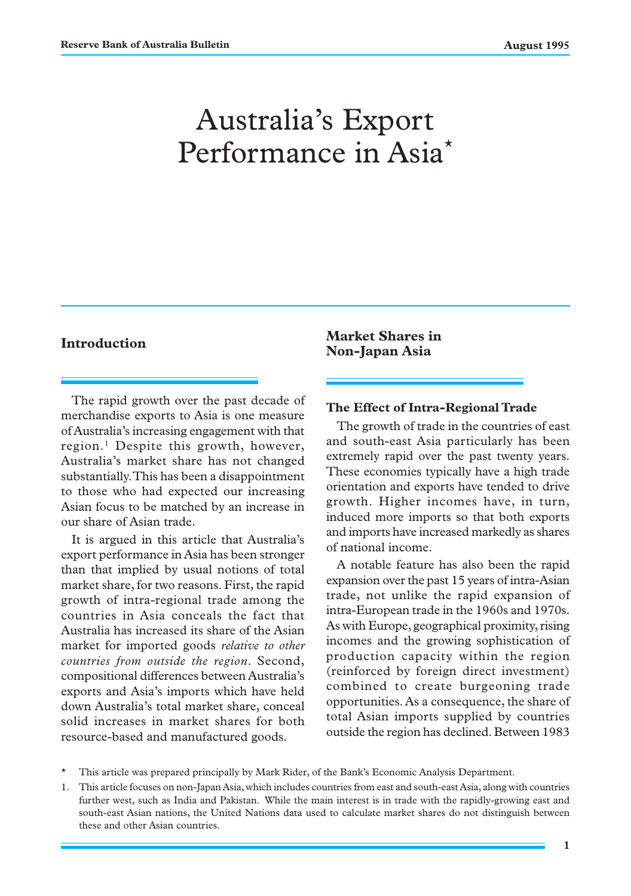# Australia's Export Performance in Asia*

## Introduction

The rapid growth over the past decade of merchandise exports to Asia is one measure of Australia's increasing engagement with that region.[1] Despite this growth, however, Australia's market share has not changed substantially. This has been a disappointment to those who had expected our increasing Asian focus to be matched by an increase in our share of Asian trade.

It is argued in this article that Australia's export performance in Asia has been stronger than that implied by usual notions of total market share, for two reasons. First, the rapid growth of intra-regional trade among the countries in Asia conceals the fact that Australia has increased its share of the Asian market for imported goods *relative to other countries from outside the region*. Second, compositional differences between Australia's exports and Asia's imports which have held down Australia's total market share, conceal solid increases in market shares for both resource-based and manufactured goods.

## Market Shares in Non-Japan Asia

### The Effect of Intra-Regional Trade

The growth of trade in the countries of east and south-east Asia particularly has been extremely rapid over the past twenty years. These economies typically have a high trade orientation and exports have tended to drive growth. Higher incomes have, in turn, induced more imports so that both exports and imports have increased markedly as shares of national income.

A notable feature has also been the rapid expansion over the past 15 years of intra-Asian trade, not unlike the rapid expansion of intra-European trade in the 1960s and 1970s. As with Europe, geographical proximity, rising incomes and the growing sophistication of production capacity within the region (reinforced by foreign direct investment) combined to create burgeoning trade opportunities. As a consequence, the share of total Asian imports supplied by countries outside the region has declined. Between 1983

---

\* This article was prepared principally by Mark Rider, of the Bank's Economic Analysis Department.

1. This article focuses on non-Japan Asia, which includes countries from east and south-east Asia, along with countries further west, such as India and Pakistan. While the main interest is in trade with the rapidly-growing east and south-east Asian nations, the United Nations data used to calculate market shares do not distinguish between these and other Asian countries.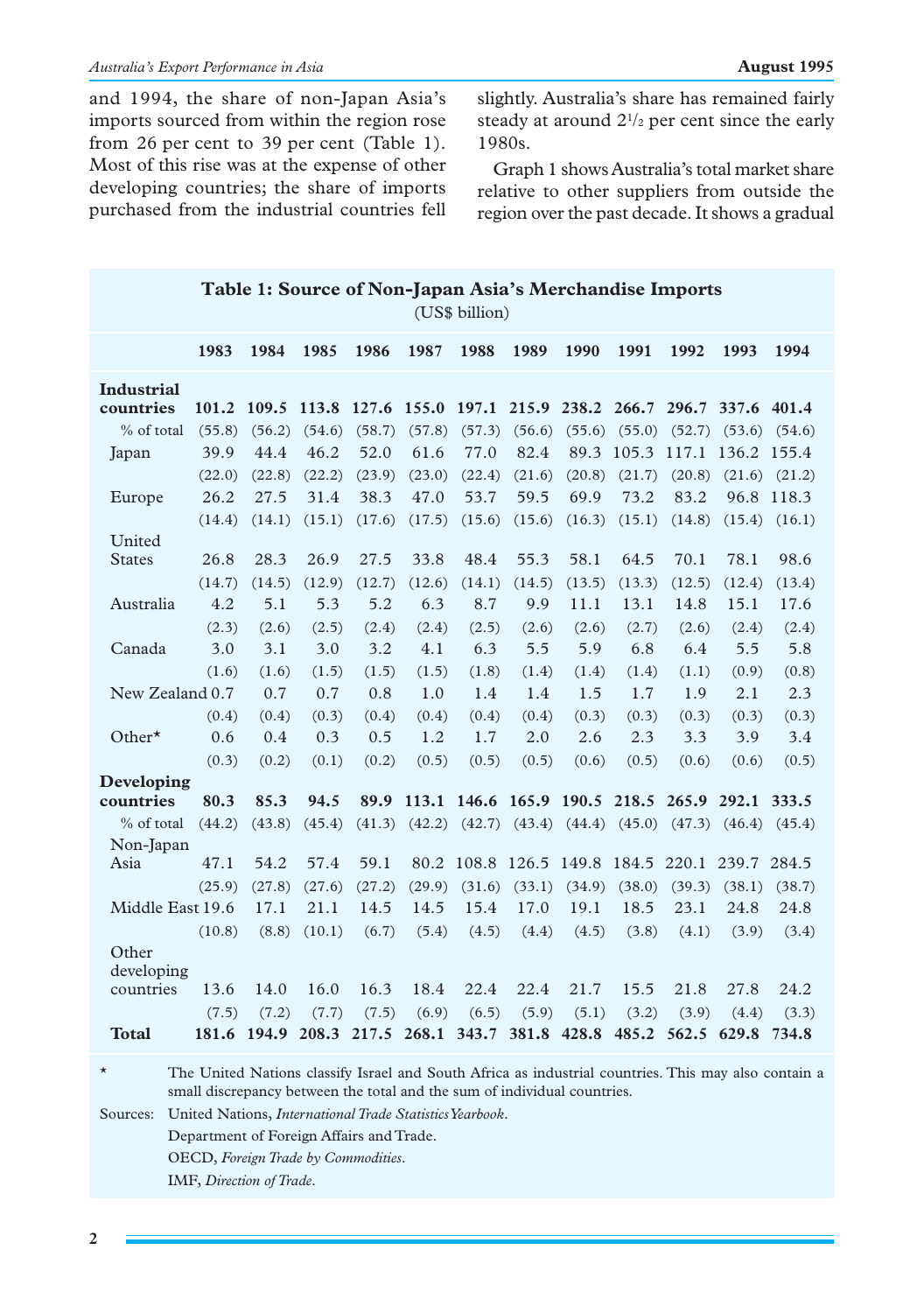and 1994, the share of non-Japan Asia's imports sourced from within the region rose from 26 per cent to 39 per cent (Table 1). Most of this rise was at the expense of other developing countries; the share of imports purchased from the industrial countries fell slightly. Australia's share has remained fairly steady at around 2½ per cent since the early 1980s.

Graph 1 shows Australia's total market share relative to other suppliers from outside the region over the past decade. It shows a gradual

**Table 1: Source of Non-Japan Asia's Merchandise Imports**
(US$ billion)

| | 1983 | 1984 | 1985 | 1986 | 1987 | 1988 | 1989 | 1990 | 1991 | 1992 | 1993 | 1994 |
|---|---|---|---|---|---|---|---|---|---|---|---|---|
| **Industrial countries** | **101.2** | **109.5** | **113.8** | **127.6** | **155.0** | **197.1** | **215.9** | **238.2** | **266.7** | **296.7** | **337.6** | **401.4** |
| % of total | (55.8) | (56.2) | (54.6) | (58.7) | (57.8) | (57.3) | (56.6) | (55.6) | (55.0) | (52.7) | (53.6) | (54.6) |
| Japan | 39.9 | 44.4 | 46.2 | 52.0 | 61.6 | 77.0 | 82.4 | 89.3 | 105.3 | 117.1 | 136.2 | 155.4 |
| | (22.0) | (22.8) | (22.2) | (23.9) | (23.0) | (22.4) | (21.6) | (20.8) | (21.7) | (20.8) | (21.6) | (21.2) |
| Europe | 26.2 | 27.5 | 31.4 | 38.3 | 47.0 | 53.7 | 59.5 | 69.9 | 73.2 | 83.2 | 96.8 | 118.3 |
| | (14.4) | (14.1) | (15.1) | (17.6) | (17.5) | (15.6) | (15.6) | (16.3) | (15.1) | (14.8) | (15.4) | (16.1) |
| United States | 26.8 | 28.3 | 26.9 | 27.5 | 33.8 | 48.4 | 55.3 | 58.1 | 64.5 | 70.1 | 78.1 | 98.6 |
| | (14.7) | (14.5) | (12.9) | (12.7) | (12.6) | (14.1) | (14.5) | (13.5) | (13.3) | (12.5) | (12.4) | (13.4) |
| Australia | 4.2 | 5.1 | 5.3 | 5.2 | 6.3 | 8.7 | 9.9 | 11.1 | 13.1 | 14.8 | 15.1 | 17.6 |
| | (2.3) | (2.6) | (2.5) | (2.4) | (2.4) | (2.5) | (2.6) | (2.6) | (2.7) | (2.6) | (2.4) | (2.4) |
| Canada | 3.0 | 3.1 | 3.0 | 3.2 | 4.1 | 6.3 | 5.5 | 5.9 | 6.8 | 6.4 | 5.5 | 5.8 |
| | (1.6) | (1.6) | (1.5) | (1.5) | (1.5) | (1.8) | (1.4) | (1.4) | (1.4) | (1.1) | (0.9) | (0.8) |
| New Zealand | 0.7 | 0.7 | 0.7 | 0.8 | 1.0 | 1.4 | 1.4 | 1.5 | 1.7 | 1.9 | 2.1 | 2.3 |
| | (0.4) | (0.4) | (0.3) | (0.4) | (0.4) | (0.4) | (0.4) | (0.3) | (0.3) | (0.3) | (0.3) | (0.3) |
| Other* | 0.6 | 0.4 | 0.3 | 0.5 | 1.2 | 1.7 | 2.0 | 2.6 | 2.3 | 3.3 | 3.9 | 3.4 |
| | (0.3) | (0.2) | (0.1) | (0.2) | (0.5) | (0.5) | (0.5) | (0.6) | (0.5) | (0.6) | (0.6) | (0.5) |
| **Developing countries** | **80.3** | **85.3** | **94.5** | **89.9** | **113.1** | **146.6** | **165.9** | **190.5** | **218.5** | **265.9** | **292.1** | **333.5** |
| % of total | (44.2) | (43.8) | (45.4) | (41.3) | (42.2) | (42.7) | (43.4) | (44.4) | (45.0) | (47.3) | (46.4) | (45.4) |
| Non-Japan Asia | 47.1 | 54.2 | 57.4 | 59.1 | 80.2 | 108.8 | 126.5 | 149.8 | 184.5 | 220.1 | 239.7 | 284.5 |
| | (25.9) | (27.8) | (27.6) | (27.2) | (29.9) | (31.6) | (33.1) | (34.9) | (38.0) | (39.3) | (38.1) | (38.7) |
| Middle East | 19.6 | 17.1 | 21.1 | 14.5 | 14.5 | 15.4 | 17.0 | 19.1 | 18.5 | 23.1 | 24.8 | 24.8 |
| | (10.8) | (8.8) | (10.1) | (6.7) | (5.4) | (4.5) | (4.4) | (4.5) | (3.8) | (4.1) | (3.9) | (3.4) |
| Other developing countries | 13.6 | 14.0 | 16.0 | 16.3 | 18.4 | 22.4 | 22.4 | 21.7 | 15.5 | 21.8 | 27.8 | 24.2 |
| | (7.5) | (7.2) | (7.7) | (7.5) | (6.9) | (6.5) | (5.9) | (5.1) | (3.2) | (3.9) | (4.4) | (3.3) |
| **Total** | **181.6** | **194.9** | **208.3** | **217.5** | **268.1** | **343.7** | **381.8** | **428.8** | **485.2** | **562.5** | **629.8** | **734.8** |

\* The United Nations classify Israel and South Africa as industrial countries. This may also contain a small discrepancy between the total and the sum of individual countries.

Sources: United Nations, *International Trade Statistics Yearbook*.
Department of Foreign Affairs and Trade.
OECD, *Foreign Trade by Commodities*.
IMF, *Direction of Trade*.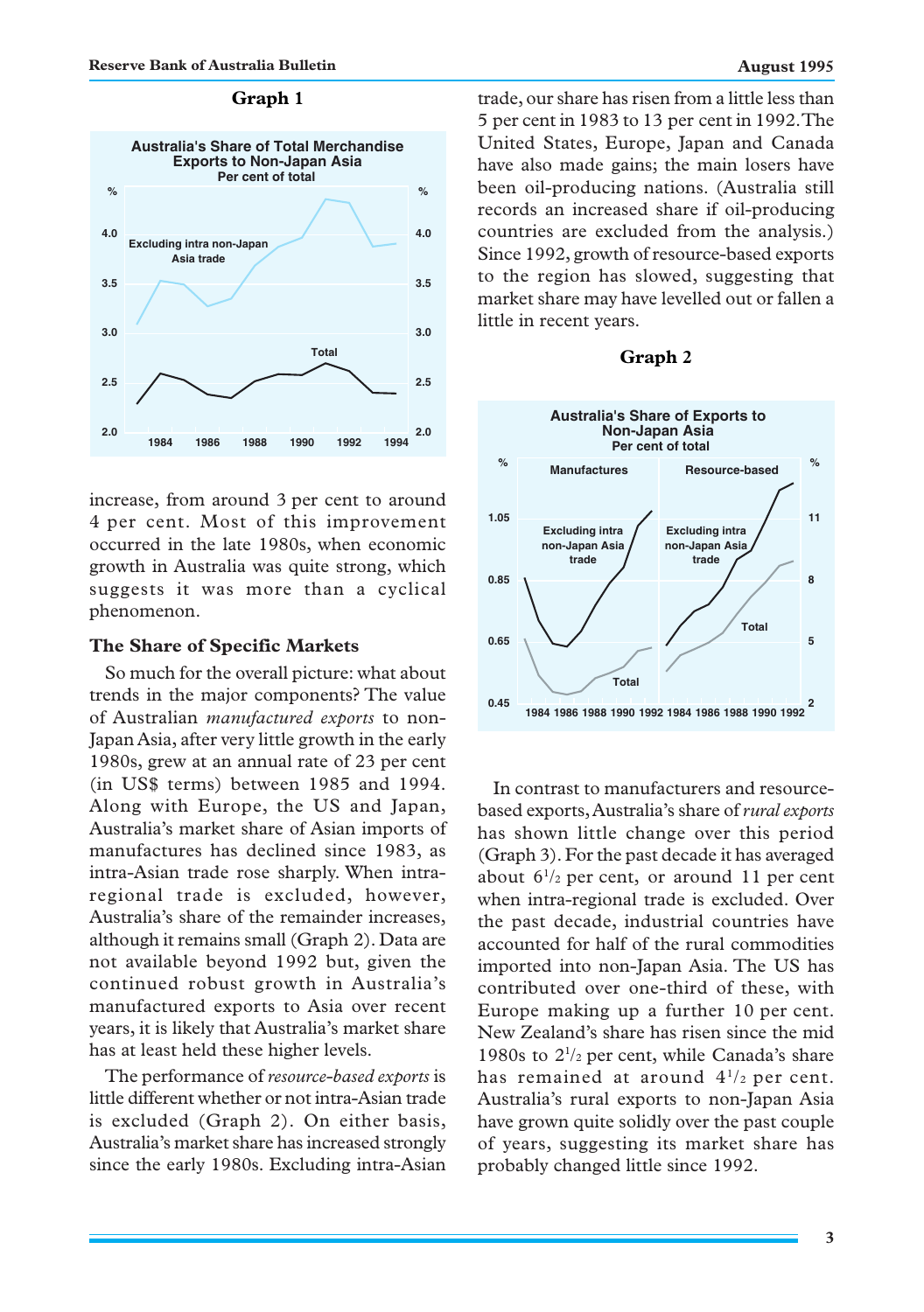**Graph 1**

Australia's Share of Total Merchandise Exports to Non-Japan Asia
Per cent of total

increase, from around 3 per cent to around 4 per cent. Most of this improvement occurred in the late 1980s, when economic growth in Australia was quite strong, which suggests it was more than a cyclical phenomenon.

### The Share of Specific Markets

So much for the overall picture: what about trends in the major components? The value of Australian *manufactured exports* to non-Japan Asia, after very little growth in the early 1980s, grew at an annual rate of 23 per cent (in US$ terms) between 1985 and 1994. Along with Europe, the US and Japan, Australia's market share of Asian imports of manufactures has declined since 1983, as intra-Asian trade rose sharply. When intra-regional trade is excluded, however, Australia's share of the remainder increases, although it remains small (Graph 2). Data are not available beyond 1992 but, given the continued robust growth in Australia's manufactured exports to Asia over recent years, it is likely that Australia's market share has at least held these higher levels.

The performance of *resource-based exports* is little different whether or not intra-Asian trade is excluded (Graph 2). On either basis, Australia's market share has increased strongly since the early 1980s. Excluding intra-Asian trade, our share has risen from a little less than 5 per cent in 1983 to 13 per cent in 1992. The United States, Europe, Japan and Canada have also made gains; the main losers have been oil-producing nations. (Australia still records an increased share if oil-producing countries are excluded from the analysis.) Since 1992, growth of resource-based exports to the region has slowed, suggesting that market share may have levelled out or fallen a little in recent years.

**Graph 2**

Australia's Share of Exports to Non-Japan Asia
Per cent of total

In contrast to manufacturers and resource-based exports, Australia's share of *rural exports* has shown little change over this period (Graph 3). For the past decade it has averaged about 6½ per cent, or around 11 per cent when intra-regional trade is excluded. Over the past decade, industrial countries have accounted for half of the rural commodities imported into non-Japan Asia. The US has contributed over one-third of these, with Europe making up a further 10 per cent. New Zealand's share has risen since the mid 1980s to 2½ per cent, while Canada's share has remained at around 4½ per cent. Australia's rural exports to non-Japan Asia have grown quite solidly over the past couple of years, suggesting its market share has probably changed little since 1992.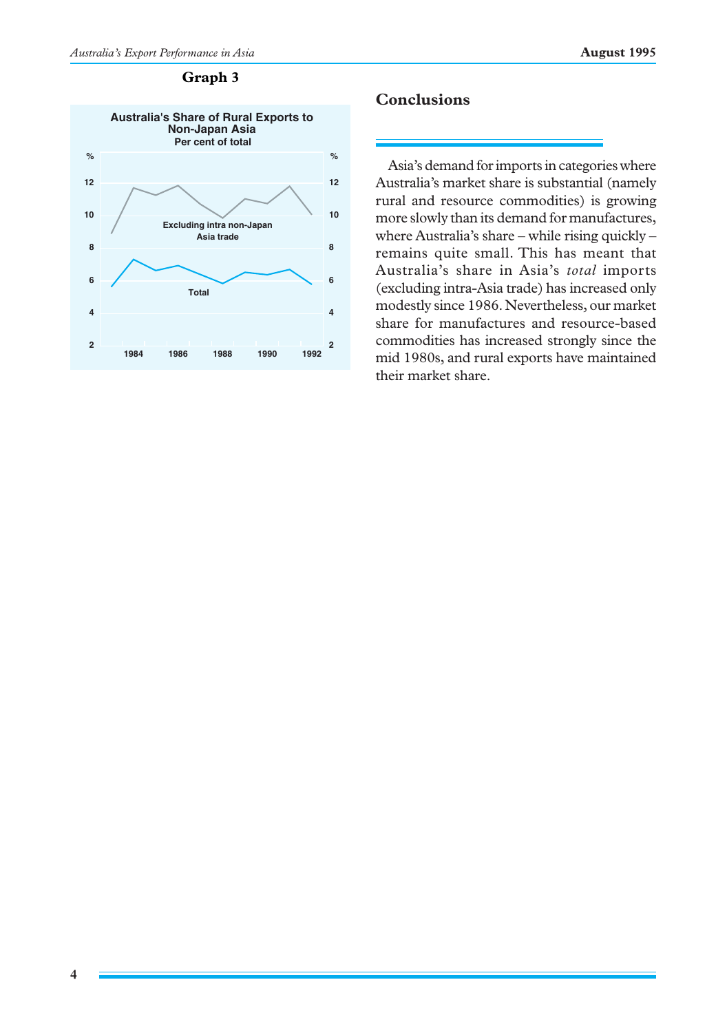**Graph 3**

Australia's Share of Rural Exports to Non-Japan Asia

Per cent of total

%

12

10

8

6

4

2

Excluding intra non-Japan Asia trade

Total

1984 1986 1988 1990 1992

## Conclusions

Asia's demand for imports in categories where Australia's market share is substantial (namely rural and resource commodities) is growing more slowly than its demand for manufactures, where Australia's share – while rising quickly – remains quite small. This has meant that Australia's share in Asia's *total* imports (excluding intra-Asia trade) has increased only modestly since 1986. Nevertheless, our market share for manufactures and resource-based commodities has increased strongly since the mid 1980s, and rural exports have maintained their market share.